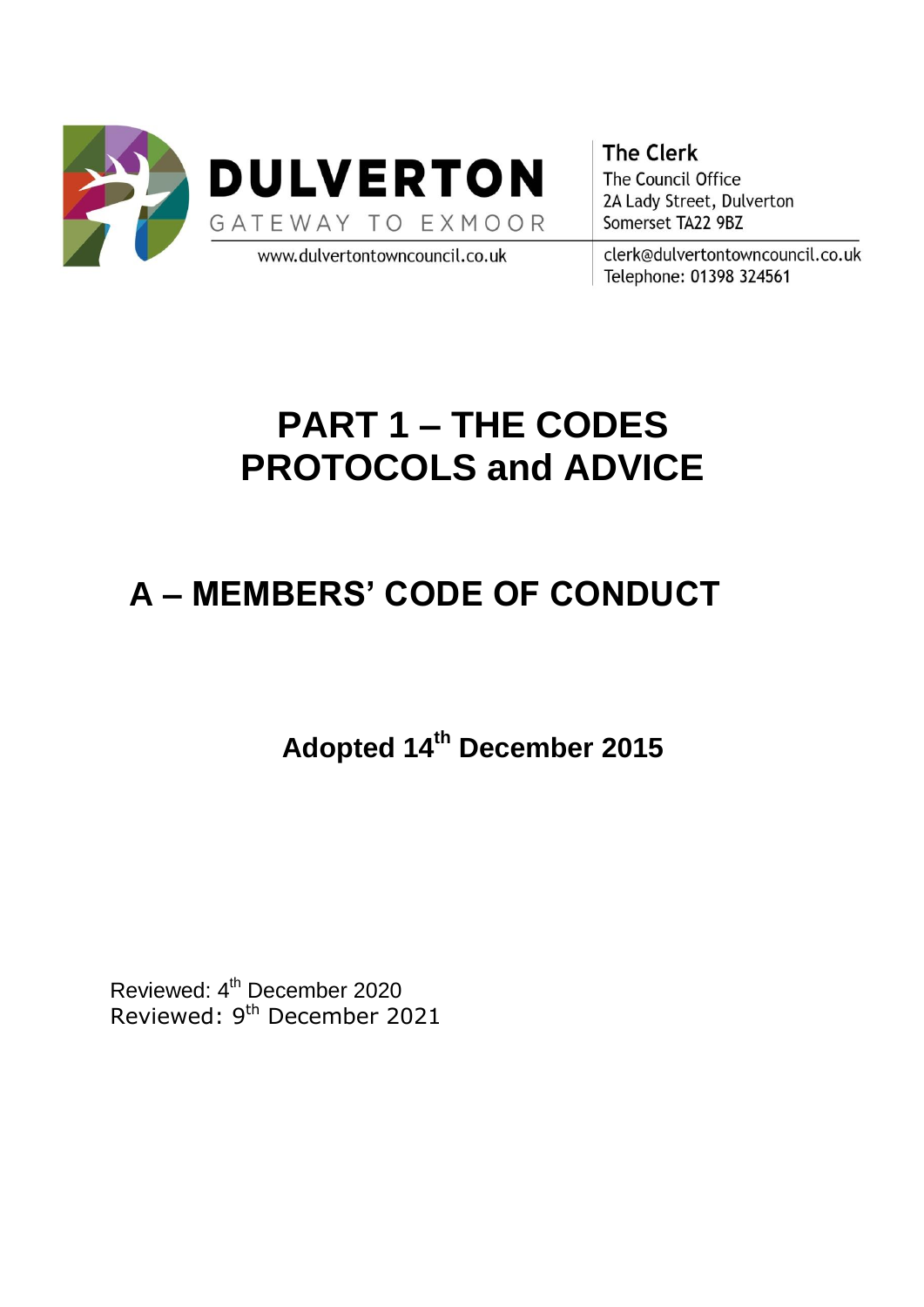DULVERTON

GATEWAY TO EXMOOR

www.dulvertontowncouncil.co.uk

**The Clerk**
The Council Office
2A Lady Street, Dulverton
Somerset TA22 9BZ

clerk@dulvertontowncouncil.co.uk
Telephone: 01398 324561

# PART 1 – THE CODES PROTOCOLS and ADVICE

# A – MEMBERS' CODE OF CONDUCT

**Adopted 14th December 2015**

Reviewed: 4th December 2020
Reviewed: 9th December 2021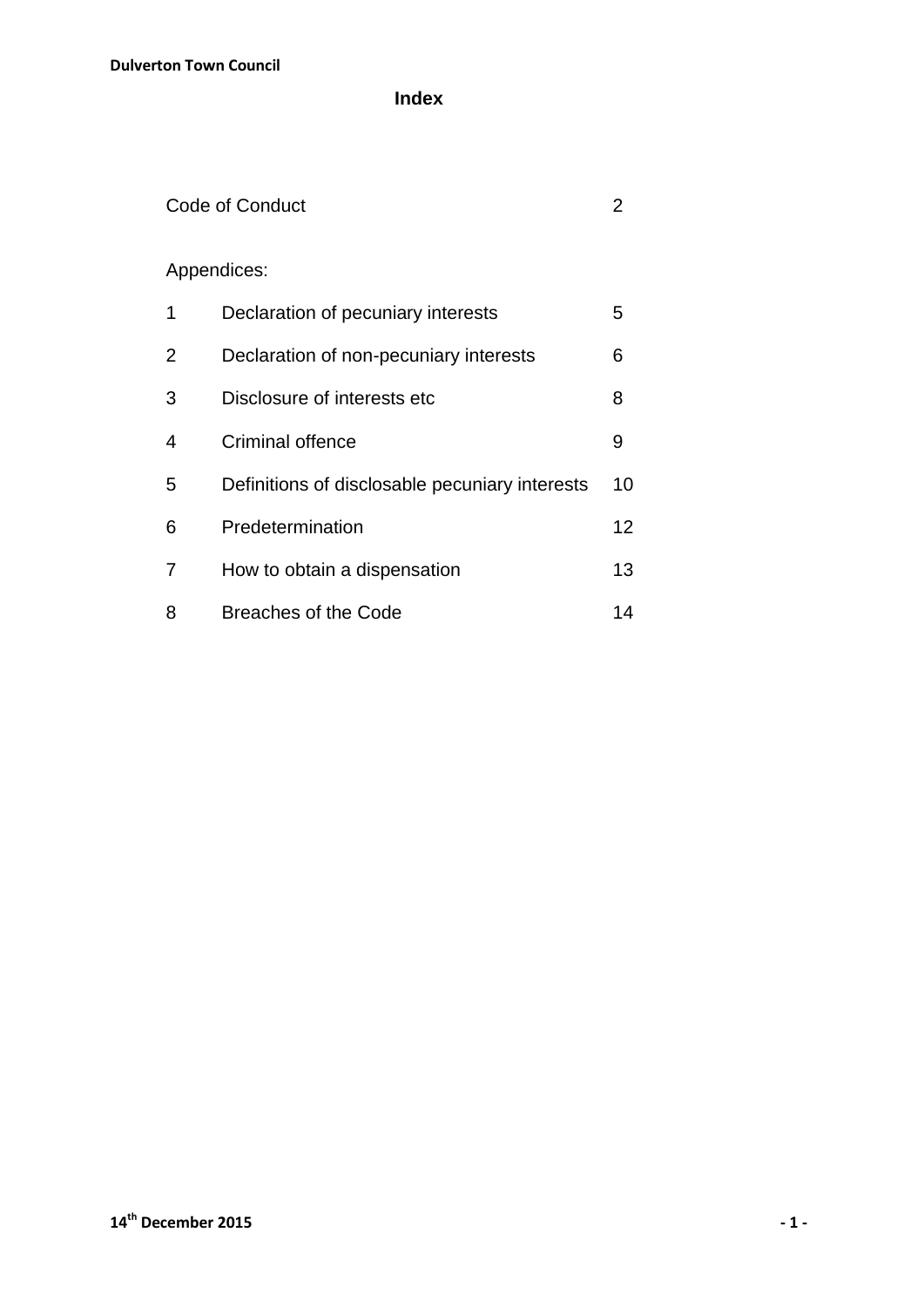# Index

| | | |
|---|---|---|
| Code of Conduct | | 2 |
| Appendices: | | |
| 1 | Declaration of pecuniary interests | 5 |
| 2 | Declaration of non-pecuniary interests | 6 |
| 3 | Disclosure of interests etc | 8 |
| 4 | Criminal offence | 9 |
| 5 | Definitions of disclosable pecuniary interests | 10 |
| 6 | Predetermination | 12 |
| 7 | How to obtain a dispensation | 13 |
| 8 | Breaches of the Code | 14 |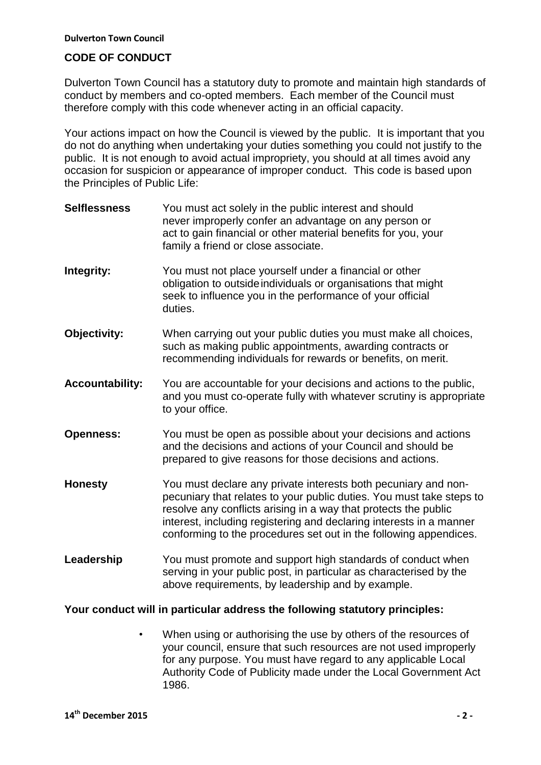## CODE OF CONDUCT

Dulverton Town Council has a statutory duty to promote and maintain high standards of conduct by members and co-opted members. Each member of the Council must therefore comply with this code whenever acting in an official capacity.

Your actions impact on how the Council is viewed by the public. It is important that you do not do anything when undertaking your duties something you could not justify to the public. It is not enough to avoid actual impropriety, you should at all times avoid any occasion for suspicion or appearance of improper conduct. This code is based upon the Principles of Public Life:

**Selflessness** You must act solely in the public interest and should never improperly confer an advantage on any person or act to gain financial or other material benefits for you, your family a friend or close associate.

**Integrity:** You must not place yourself under a financial or other obligation to outside individuals or organisations that might seek to influence you in the performance of your official duties.

**Objectivity:** When carrying out your public duties you must make all choices, such as making public appointments, awarding contracts or recommending individuals for rewards or benefits, on merit.

**Accountability:** You are accountable for your decisions and actions to the public, and you must co-operate fully with whatever scrutiny is appropriate to your office.

**Openness:** You must be open as possible about your decisions and actions and the decisions and actions of your Council and should be prepared to give reasons for those decisions and actions.

**Honesty** You must declare any private interests both pecuniary and non-pecuniary that relates to your public duties. You must take steps to resolve any conflicts arising in a way that protects the public interest, including registering and declaring interests in a manner conforming to the procedures set out in the following appendices.

**Leadership** You must promote and support high standards of conduct when serving in your public post, in particular as characterised by the above requirements, by leadership and by example.

**Your conduct will in particular address the following statutory principles:**

- When using or authorising the use by others of the resources of your council, ensure that such resources are not used improperly for any purpose. You must have regard to any applicable Local Authority Code of Publicity made under the Local Government Act 1986.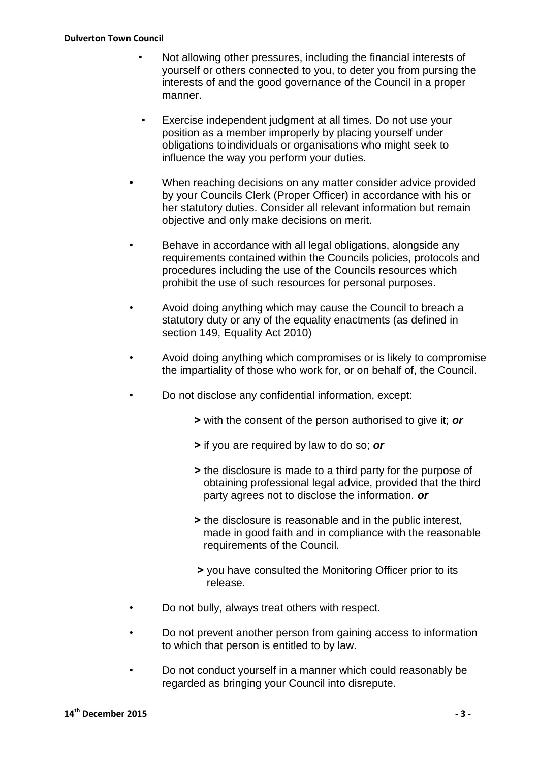- Not allowing other pressures, including the financial interests of yourself or others connected to you, to deter you from pursing the interests of and the good governance of the Council in a proper manner.

- Exercise independent judgment at all times. Do not use your position as a member improperly by placing yourself under obligations to individuals or organisations who might seek to influence the way you perform your duties.

- When reaching decisions on any matter consider advice provided by your Councils Clerk (Proper Officer) in accordance with his or her statutory duties. Consider all relevant information but remain objective and only make decisions on merit.

- Behave in accordance with all legal obligations, alongside any requirements contained within the Councils policies, protocols and procedures including the use of the Councils resources which prohibit the use of such resources for personal purposes.

- Avoid doing anything which may cause the Council to breach a statutory duty or any of the equality enactments (as defined in section 149, Equality Act 2010)

- Avoid doing anything which compromises or is likely to compromise the impartiality of those who work for, or on behalf of, the Council.

- Do not disclose any confidential information, except:

  **>** with the consent of the person authorised to give it; ***or***

  **>** if you are required by law to do so; ***or***

  **>** the disclosure is made to a third party for the purpose of obtaining professional legal advice, provided that the third party agrees not to disclose the information. ***or***

  **>** the disclosure is reasonable and in the public interest, made in good faith and in compliance with the reasonable requirements of the Council.

  **>** you have consulted the Monitoring Officer prior to its release.

- Do not bully, always treat others with respect.

- Do not prevent another person from gaining access to information to which that person is entitled to by law.

- Do not conduct yourself in a manner which could reasonably be regarded as bringing your Council into disrepute.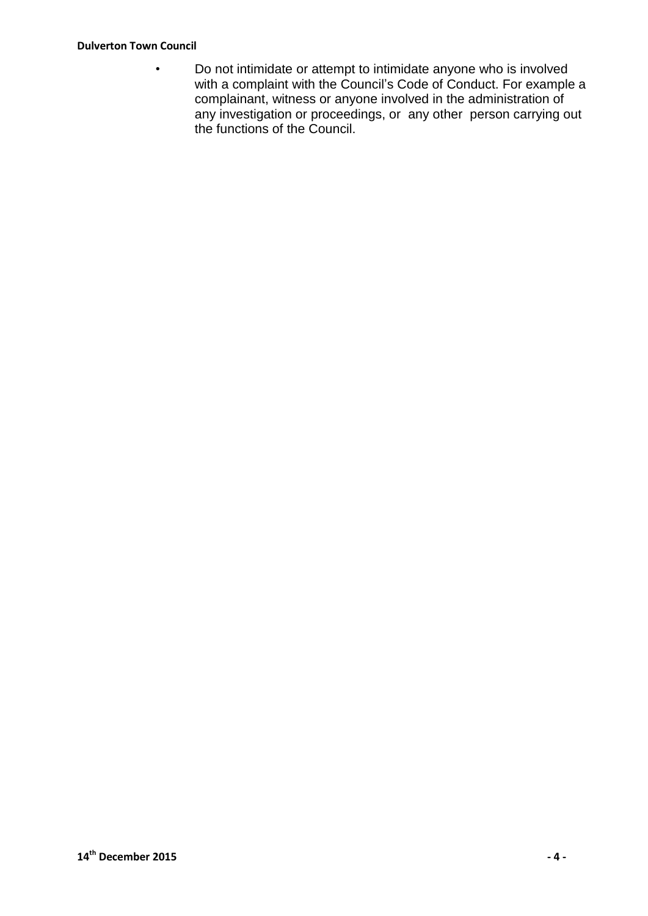- Do not intimidate or attempt to intimidate anyone who is involved with a complaint with the Council's Code of Conduct. For example a complainant, witness or anyone involved in the administration of any investigation or proceedings, or any other person carrying out the functions of the Council.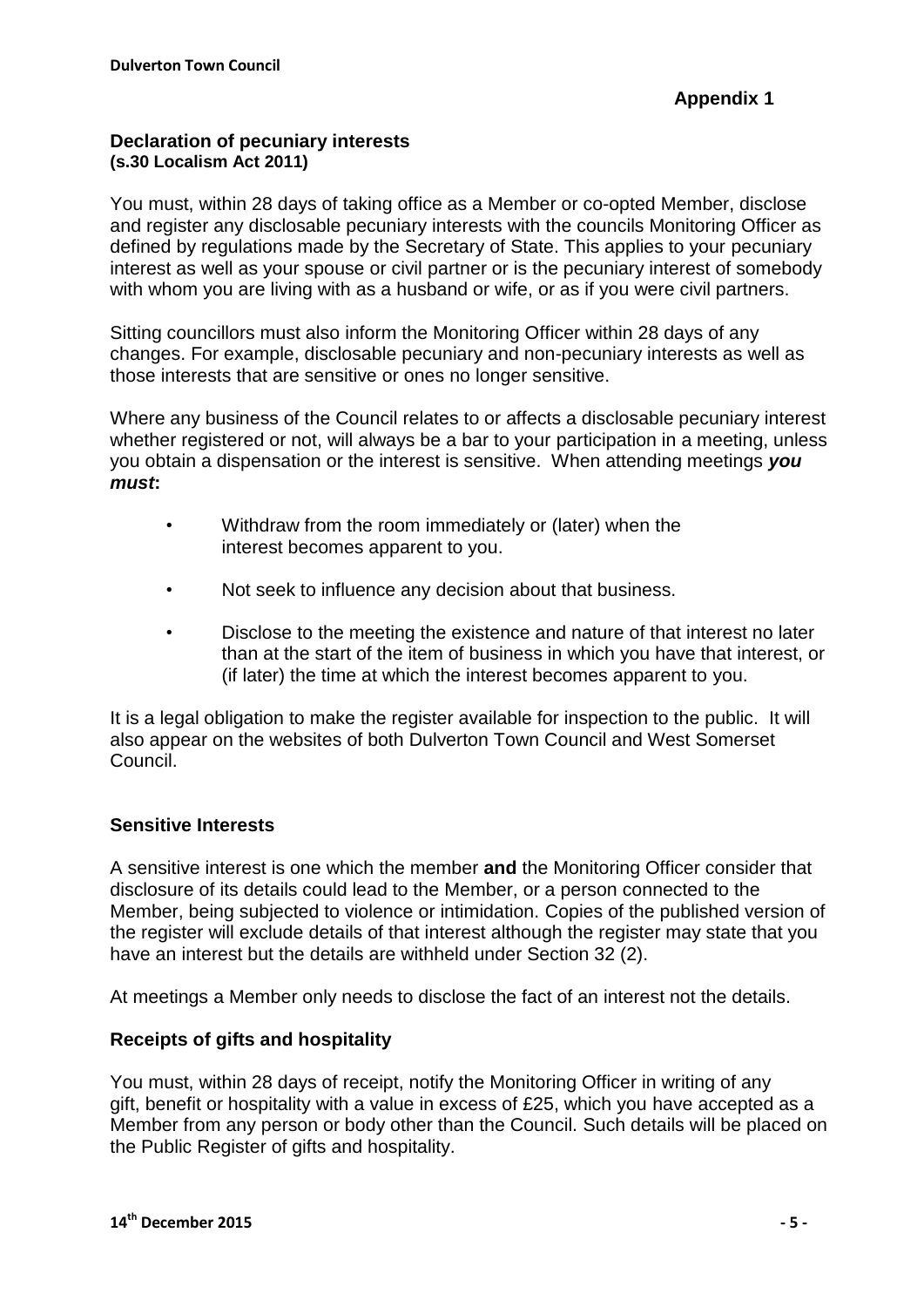**Appendix 1**

## Declaration of pecuniary interests
**(s.30 Localism Act 2011)**

You must, within 28 days of taking office as a Member or co-opted Member, disclose and register any disclosable pecuniary interests with the councils Monitoring Officer as defined by regulations made by the Secretary of State. This applies to your pecuniary interest as well as your spouse or civil partner or is the pecuniary interest of somebody with whom you are living with as a husband or wife, or as if you were civil partners.

Sitting councillors must also inform the Monitoring Officer within 28 days of any changes. For example, disclosable pecuniary and non-pecuniary interests as well as those interests that are sensitive or ones no longer sensitive.

Where any business of the Council relates to or affects a disclosable pecuniary interest whether registered or not, will always be a bar to your participation in a meeting, unless you obtain a dispensation or the interest is sensitive. When attending meetings ***you must*:**

- Withdraw from the room immediately or (later) when the interest becomes apparent to you.
- Not seek to influence any decision about that business.
- Disclose to the meeting the existence and nature of that interest no later than at the start of the item of business in which you have that interest, or (if later) the time at which the interest becomes apparent to you.

It is a legal obligation to make the register available for inspection to the public. It will also appear on the websites of both Dulverton Town Council and West Somerset Council.

### Sensitive Interests

A sensitive interest is one which the member **and** the Monitoring Officer consider that disclosure of its details could lead to the Member, or a person connected to the Member, being subjected to violence or intimidation. Copies of the published version of the register will exclude details of that interest although the register may state that you have an interest but the details are withheld under Section 32 (2).

At meetings a Member only needs to disclose the fact of an interest not the details.

### Receipts of gifts and hospitality

You must, within 28 days of receipt, notify the Monitoring Officer in writing of any gift, benefit or hospitality with a value in excess of £25, which you have accepted as a Member from any person or body other than the Council. Such details will be placed on the Public Register of gifts and hospitality.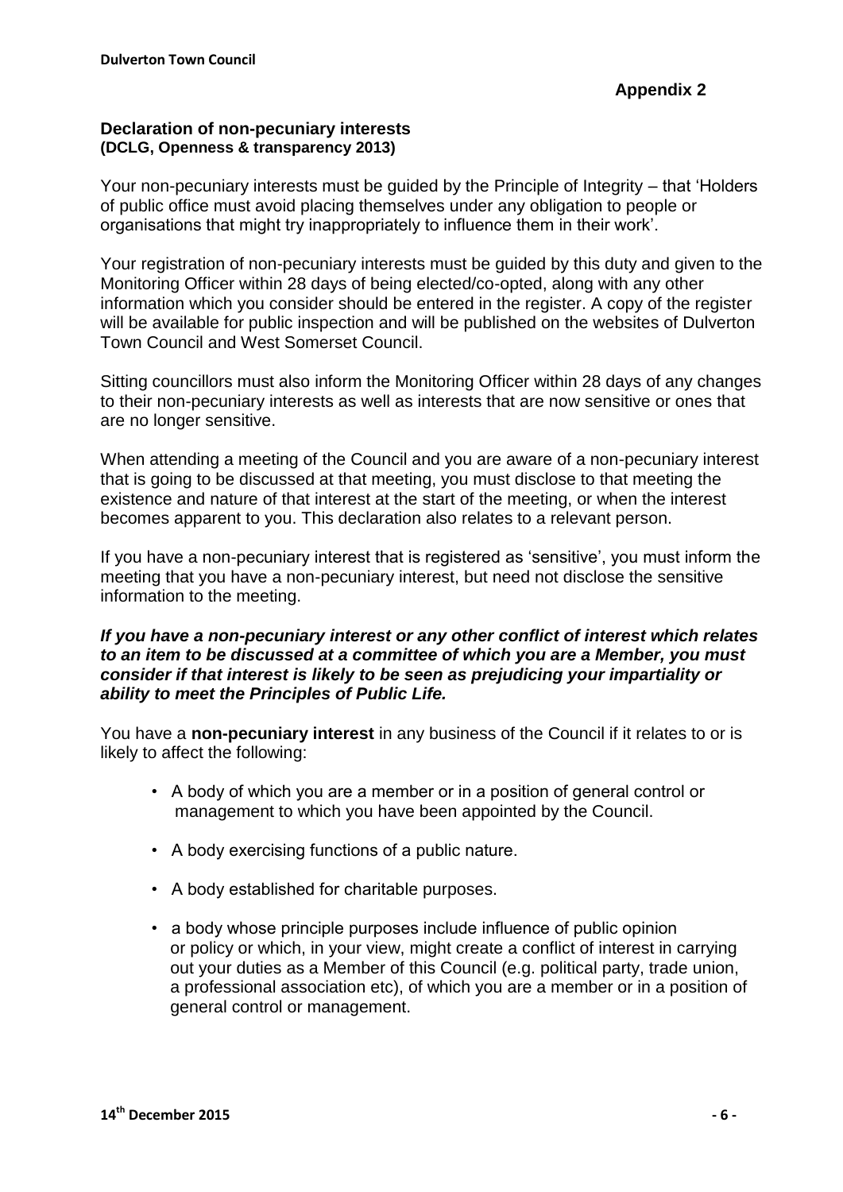Appendix 2

## Declaration of non-pecuniary interests
**(DCLG, Openness & transparency 2013)**

Your non-pecuniary interests must be guided by the Principle of Integrity – that 'Holders of public office must avoid placing themselves under any obligation to people or organisations that might try inappropriately to influence them in their work'.

Your registration of non-pecuniary interests must be guided by this duty and given to the Monitoring Officer within 28 days of being elected/co-opted, along with any other information which you consider should be entered in the register. A copy of the register will be available for public inspection and will be published on the websites of Dulverton Town Council and West Somerset Council.

Sitting councillors must also inform the Monitoring Officer within 28 days of any changes to their non-pecuniary interests as well as interests that are now sensitive or ones that are no longer sensitive.

When attending a meeting of the Council and you are aware of a non-pecuniary interest that is going to be discussed at that meeting, you must disclose to that meeting the existence and nature of that interest at the start of the meeting, or when the interest becomes apparent to you. This declaration also relates to a relevant person.

If you have a non-pecuniary interest that is registered as 'sensitive', you must inform the meeting that you have a non-pecuniary interest, but need not disclose the sensitive information to the meeting.

***If you have a non-pecuniary interest or any other conflict of interest which relates to an item to be discussed at a committee of which you are a Member, you must consider if that interest is likely to be seen as prejudicing your impartiality or ability to meet the Principles of Public Life.***

You have a **non-pecuniary interest** in any business of the Council if it relates to or is likely to affect the following:

- A body of which you are a member or in a position of general control or management to which you have been appointed by the Council.
- A body exercising functions of a public nature.
- A body established for charitable purposes.
- a body whose principle purposes include influence of public opinion or policy or which, in your view, might create a conflict of interest in carrying out your duties as a Member of this Council (e.g. political party, trade union, a professional association etc), of which you are a member or in a position of general control or management.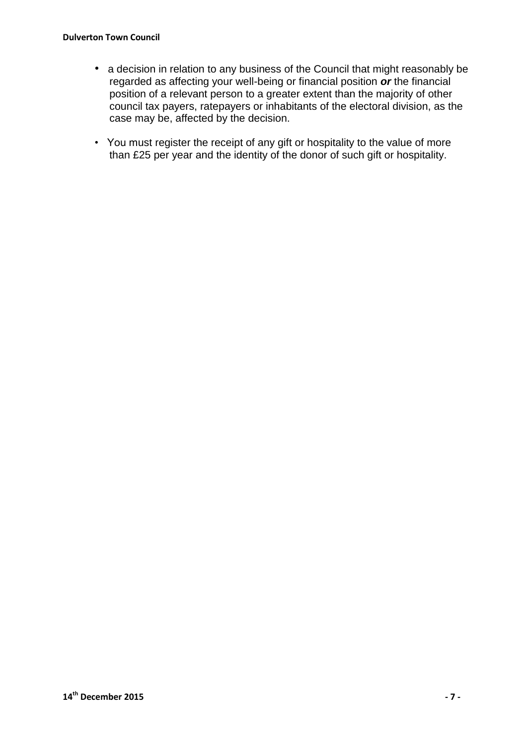- a decision in relation to any business of the Council that might reasonably be regarded as affecting your well-being or financial position ***or*** the financial position of a relevant person to a greater extent than the majority of other council tax payers, ratepayers or inhabitants of the electoral division, as the case may be, affected by the decision.

- You must register the receipt of any gift or hospitality to the value of more than £25 per year and the identity of the donor of such gift or hospitality.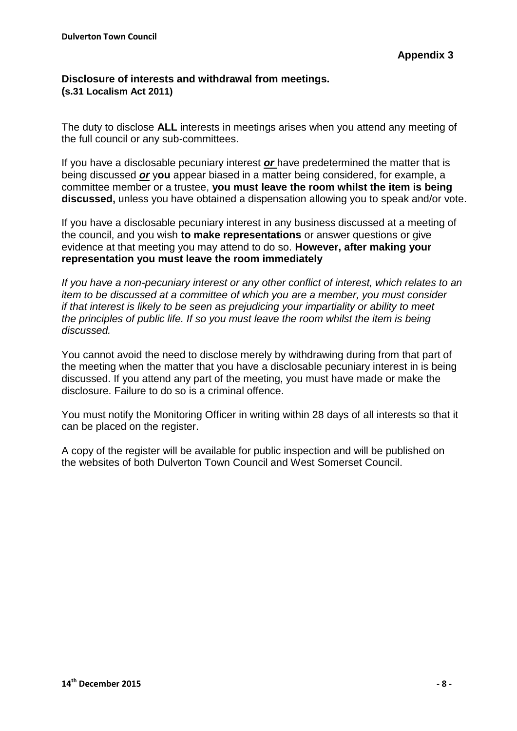**Appendix 3**

## Disclosure of interests and withdrawal from meetings.
**(s.31 Localism Act 2011)**

The duty to disclose **ALL** interests in meetings arises when you attend any meeting of the full council or any sub-committees.

If you have a disclosable pecuniary interest ***or*** have predetermined the matter that is being discussed ***or*** y**ou** appear biased in a matter being considered, for example, a committee member or a trustee, **you must leave the room whilst the item is being discussed,** unless you have obtained a dispensation allowing you to speak and/or vote.

If you have a disclosable pecuniary interest in any business discussed at a meeting of the council, and you wish **to make representations** or answer questions or give evidence at that meeting you may attend to do so. **However, after making your representation you must leave the room immediately**

*If you have a non-pecuniary interest or any other conflict of interest, which relates to an item to be discussed at a committee of which you are a member, you must consider if that interest is likely to be seen as prejudicing your impartiality or ability to meet the principles of public life. If so you must leave the room whilst the item is being discussed.*

You cannot avoid the need to disclose merely by withdrawing during from that part of the meeting when the matter that you have a disclosable pecuniary interest in is being discussed. If you attend any part of the meeting, you must have made or make the disclosure. Failure to do so is a criminal offence.

You must notify the Monitoring Officer in writing within 28 days of all interests so that it can be placed on the register.

A copy of the register will be available for public inspection and will be published on the websites of both Dulverton Town Council and West Somerset Council.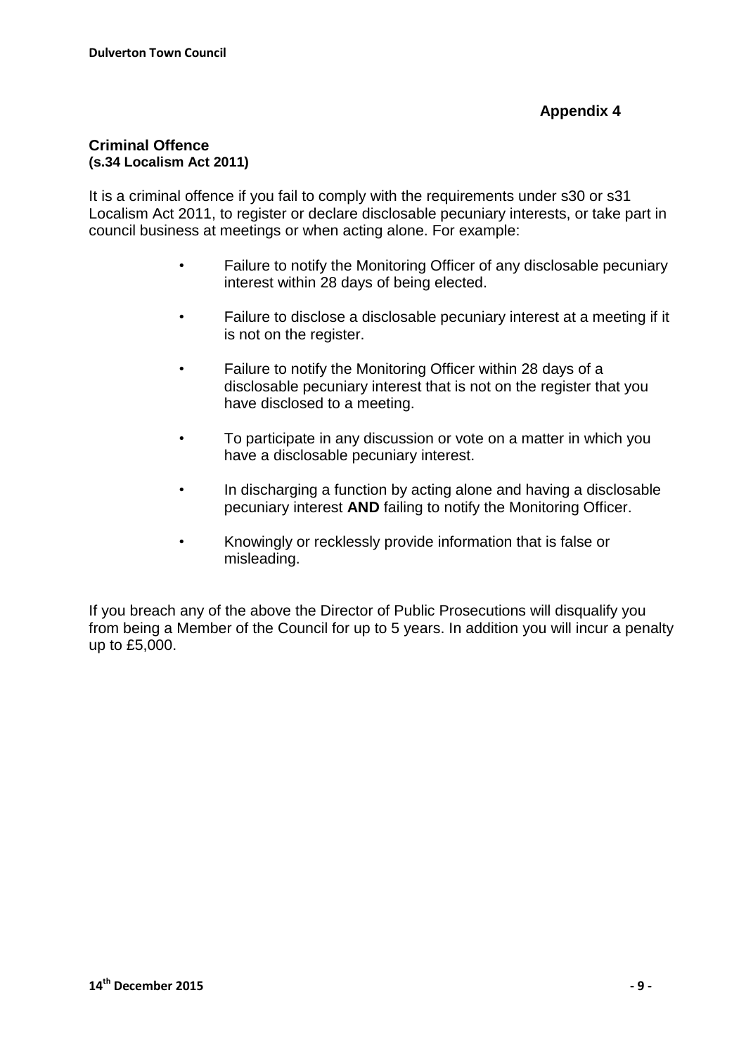## Appendix 4

### Criminal Offence
**(s.34 Localism Act 2011)**

It is a criminal offence if you fail to comply with the requirements under s30 or s31 Localism Act 2011, to register or declare disclosable pecuniary interests, or take part in council business at meetings or when acting alone. For example:

- Failure to notify the Monitoring Officer of any disclosable pecuniary interest within 28 days of being elected.
- Failure to disclose a disclosable pecuniary interest at a meeting if it is not on the register.
- Failure to notify the Monitoring Officer within 28 days of a disclosable pecuniary interest that is not on the register that you have disclosed to a meeting.
- To participate in any discussion or vote on a matter in which you have a disclosable pecuniary interest.
- In discharging a function by acting alone and having a disclosable pecuniary interest **AND** failing to notify the Monitoring Officer.
- Knowingly or recklessly provide information that is false or misleading.

If you breach any of the above the Director of Public Prosecutions will disqualify you from being a Member of the Council for up to 5 years. In addition you will incur a penalty up to £5,000.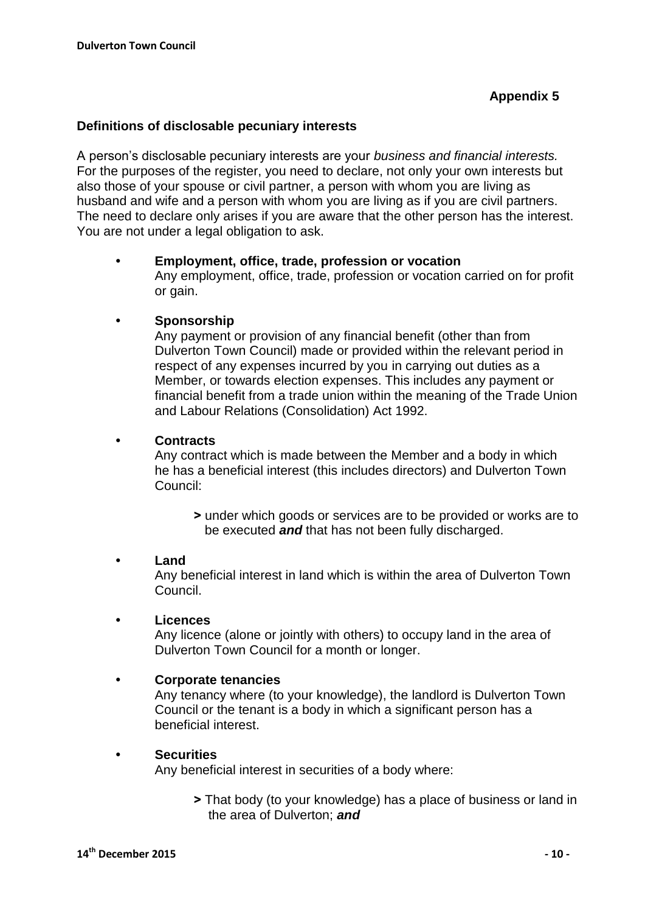**Appendix 5**

**Definitions of disclosable pecuniary interests**

A person's disclosable pecuniary interests are your *business and financial interests.* For the purposes of the register, you need to declare, not only your own interests but also those of your spouse or civil partner, a person with whom you are living as husband and wife and a person with whom you are living as if you are civil partners. The need to declare only arises if you are aware that the other person has the interest. You are not under a legal obligation to ask.

- **Employment, office, trade, profession or vocation**
  Any employment, office, trade, profession or vocation carried on for profit or gain.

- **Sponsorship**
  Any payment or provision of any financial benefit (other than from Dulverton Town Council) made or provided within the relevant period in respect of any expenses incurred by you in carrying out duties as a Member, or towards election expenses. This includes any payment or financial benefit from a trade union within the meaning of the Trade Union and Labour Relations (Consolidation) Act 1992.

- **Contracts**
  Any contract which is made between the Member and a body in which he has a beneficial interest (this includes directors) and Dulverton Town Council:

  > under which goods or services are to be provided or works are to be executed ***and*** that has not been fully discharged.

- **Land**
  Any beneficial interest in land which is within the area of Dulverton Town Council.

- **Licences**
  Any licence (alone or jointly with others) to occupy land in the area of Dulverton Town Council for a month or longer.

- **Corporate tenancies**
  Any tenancy where (to your knowledge), the landlord is Dulverton Town Council or the tenant is a body in which a significant person has a beneficial interest.

- **Securities**
  Any beneficial interest in securities of a body where:

  > That body (to your knowledge) has a place of business or land in the area of Dulverton; ***and***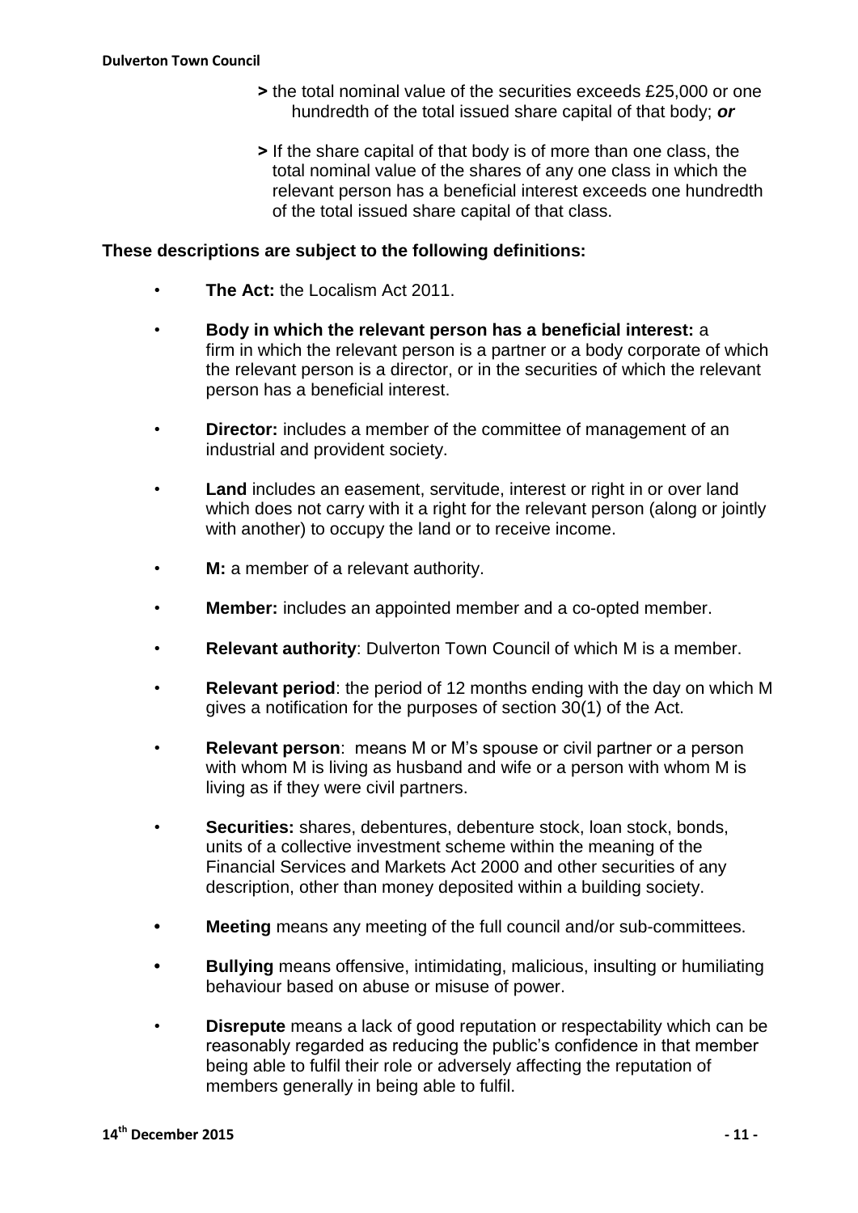> the total nominal value of the securities exceeds £25,000 or one hundredth of the total issued share capital of that body; ***or***

> If the share capital of that body is of more than one class, the total nominal value of the shares of any one class in which the relevant person has a beneficial interest exceeds one hundredth of the total issued share capital of that class.

**These descriptions are subject to the following definitions:**

- **The Act:** the Localism Act 2011.
- **Body in which the relevant person has a beneficial interest:** a firm in which the relevant person is a partner or a body corporate of which the relevant person is a director, or in the securities of which the relevant person has a beneficial interest.
- **Director:** includes a member of the committee of management of an industrial and provident society.
- **Land** includes an easement, servitude, interest or right in or over land which does not carry with it a right for the relevant person (along or jointly with another) to occupy the land or to receive income.
- **M:** a member of a relevant authority.
- **Member:** includes an appointed member and a co-opted member.
- **Relevant authority**: Dulverton Town Council of which M is a member.
- **Relevant period**: the period of 12 months ending with the day on which M gives a notification for the purposes of section 30(1) of the Act.
- **Relevant person**: means M or M's spouse or civil partner or a person with whom M is living as husband and wife or a person with whom M is living as if they were civil partners.
- **Securities:** shares, debentures, debenture stock, loan stock, bonds, units of a collective investment scheme within the meaning of the Financial Services and Markets Act 2000 and other securities of any description, other than money deposited within a building society.
- **Meeting** means any meeting of the full council and/or sub-committees.
- **Bullying** means offensive, intimidating, malicious, insulting or humiliating behaviour based on abuse or misuse of power.
- **Disrepute** means a lack of good reputation or respectability which can be reasonably regarded as reducing the public's confidence in that member being able to fulfil their role or adversely affecting the reputation of members generally in being able to fulfil.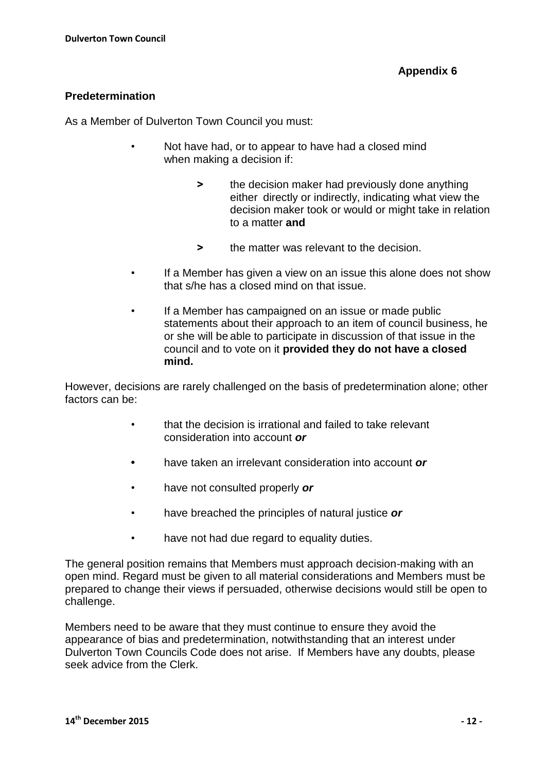**Appendix 6**

## Predetermination

As a Member of Dulverton Town Council you must:

- Not have had, or to appear to have had a closed mind when making a decision if:
  - > the decision maker had previously done anything either directly or indirectly, indicating what view the decision maker took or would or might take in relation to a matter **and**
  - > the matter was relevant to the decision.
- If a Member has given a view on an issue this alone does not show that s/he has a closed mind on that issue.
- If a Member has campaigned on an issue or made public statements about their approach to an item of council business, he or she will be able to participate in discussion of that issue in the council and to vote on it **provided they do not have a closed mind.**

However, decisions are rarely challenged on the basis of predetermination alone; other factors can be:

- that the decision is irrational and failed to take relevant consideration into account ***or***
- have taken an irrelevant consideration into account ***or***
- have not consulted properly ***or***
- have breached the principles of natural justice ***or***
- have not had due regard to equality duties.

The general position remains that Members must approach decision-making with an open mind. Regard must be given to all material considerations and Members must be prepared to change their views if persuaded, otherwise decisions would still be open to challenge.

Members need to be aware that they must continue to ensure they avoid the appearance of bias and predetermination, notwithstanding that an interest under Dulverton Town Councils Code does not arise. If Members have any doubts, please seek advice from the Clerk.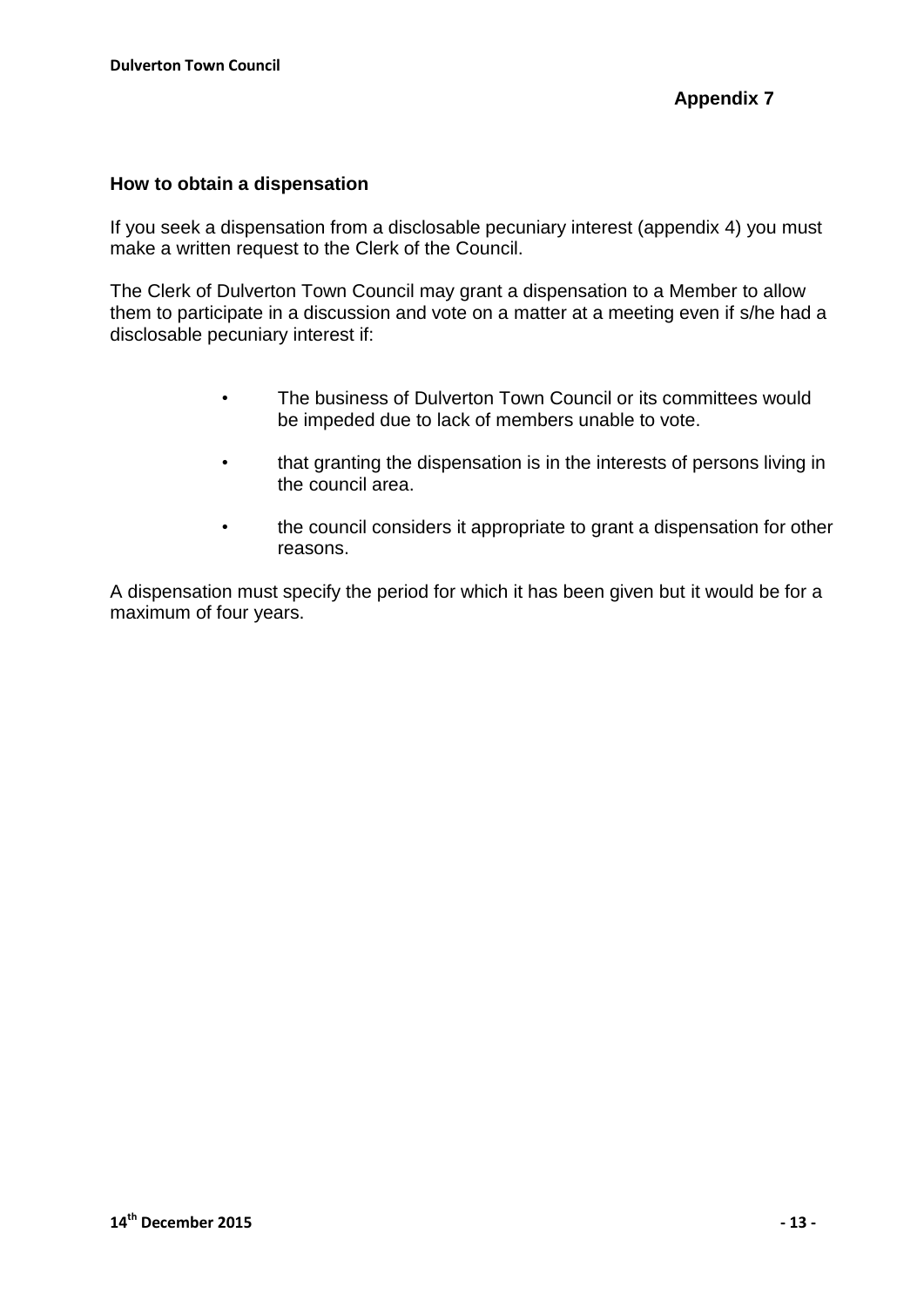**Appendix 7**

## How to obtain a dispensation

If you seek a dispensation from a disclosable pecuniary interest (appendix 4) you must make a written request to the Clerk of the Council.

The Clerk of Dulverton Town Council may grant a dispensation to a Member to allow them to participate in a discussion and vote on a matter at a meeting even if s/he had a disclosable pecuniary interest if:

- The business of Dulverton Town Council or its committees would be impeded due to lack of members unable to vote.
- that granting the dispensation is in the interests of persons living in the council area.
- the council considers it appropriate to grant a dispensation for other reasons.

A dispensation must specify the period for which it has been given but it would be for a maximum of four years.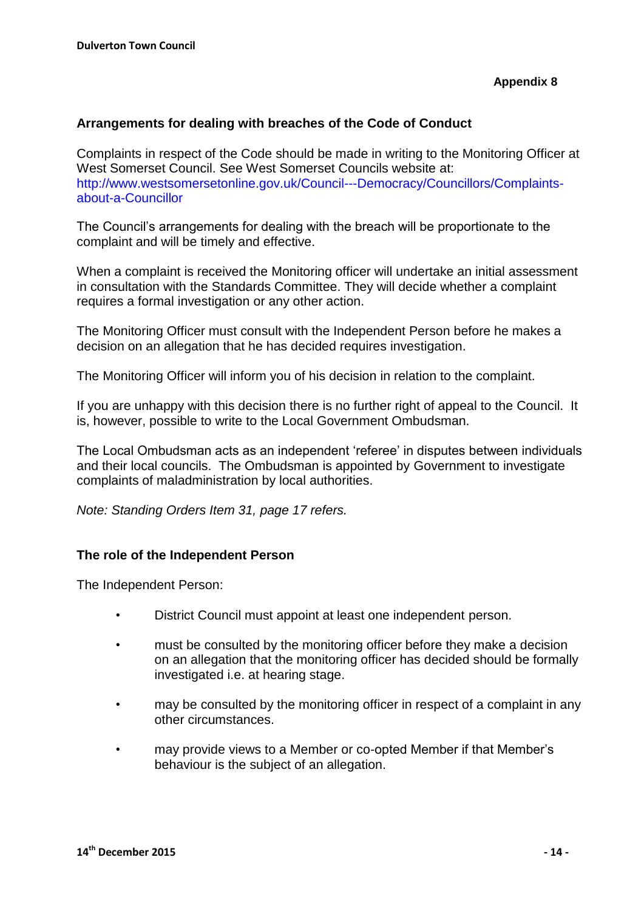**Appendix 8**

### Arrangements for dealing with breaches of the Code of Conduct

Complaints in respect of the Code should be made in writing to the Monitoring Officer at West Somerset Council. See West Somerset Councils website at: http://www.westsomersetonline.gov.uk/Council---Democracy/Councillors/Complaints-about-a-Councillor

The Council's arrangements for dealing with the breach will be proportionate to the complaint and will be timely and effective.

When a complaint is received the Monitoring officer will undertake an initial assessment in consultation with the Standards Committee. They will decide whether a complaint requires a formal investigation or any other action.

The Monitoring Officer must consult with the Independent Person before he makes a decision on an allegation that he has decided requires investigation.

The Monitoring Officer will inform you of his decision in relation to the complaint.

If you are unhappy with this decision there is no further right of appeal to the Council. It is, however, possible to write to the Local Government Ombudsman.

The Local Ombudsman acts as an independent 'referee' in disputes between individuals and their local councils. The Ombudsman is appointed by Government to investigate complaints of maladministration by local authorities.

*Note: Standing Orders Item 31, page 17 refers.*

### The role of the Independent Person

The Independent Person:

- District Council must appoint at least one independent person.
- must be consulted by the monitoring officer before they make a decision on an allegation that the monitoring officer has decided should be formally investigated i.e. at hearing stage.
- may be consulted by the monitoring officer in respect of a complaint in any other circumstances.
- may provide views to a Member or co-opted Member if that Member's behaviour is the subject of an allegation.